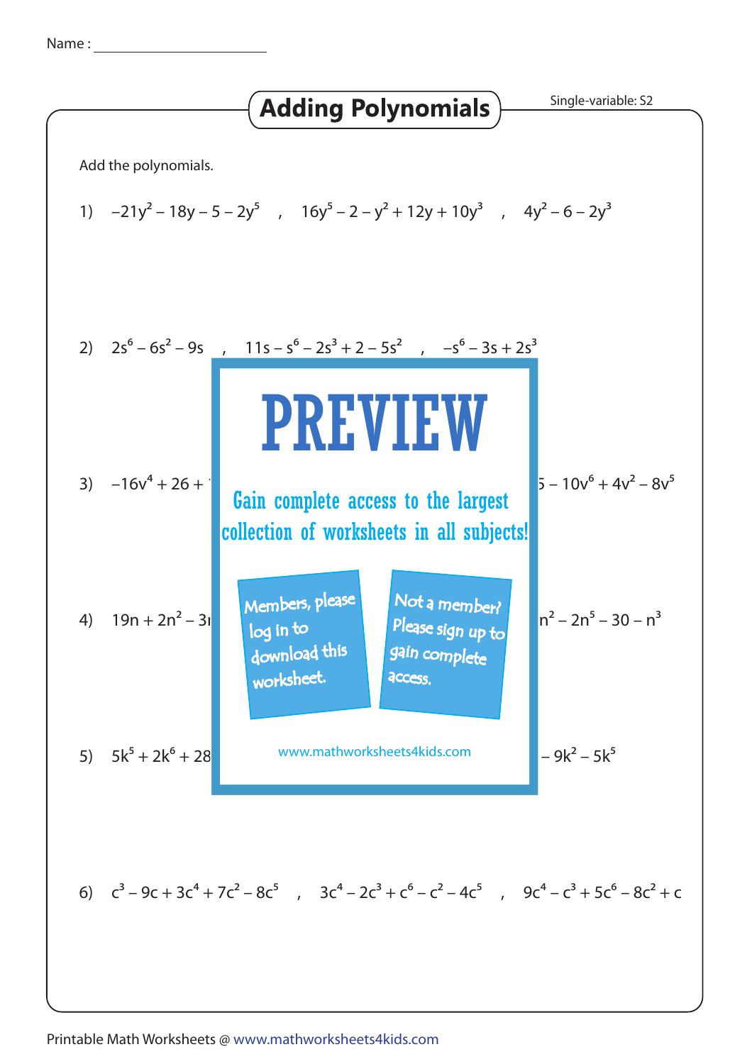Name : ____________________

# Adding Polynomials

Single-variable: S2

Add the polynomials.

1) $-21y^2 - 18y - 5 - 2y^5$ , $16y^5 - 2 - y^2 + 12y + 10y^3$ , $4y^2 - 6 - 2y^3$

2) $2s^6 - 6s^2 - 9s$ , $11s - s^6 - 2s^3 + 2 - 5s^2$ , $-s^6 - 3s + 2s^3$

3) $-16v^4 + 26 +$ ... $- 10v^6 + 4v^2 - 8v^5$

4) $19n + 2n^2 - 3$ ... $n^2 - 2n^5 - 30 - n^3$

5) $5k^5 + 2k^6 + 28$ ... $- 9k^2 - 5k^5$

PREVIEW

Gain complete access to the largest collection of worksheets in all subjects!

Members, please log in to download this worksheet.

Not a member? Please sign up to gain complete access.

www.mathworksheets4kids.com

6) $c^3 - 9c + 3c^4 + 7c^2 - 8c^5$ , $3c^4 - 2c^3 + c^6 - c^2 - 4c^5$ , $9c^4 - c^3 + 5c^6 - 8c^2 + c$

Printable Math Worksheets @ www.mathworksheets4kids.com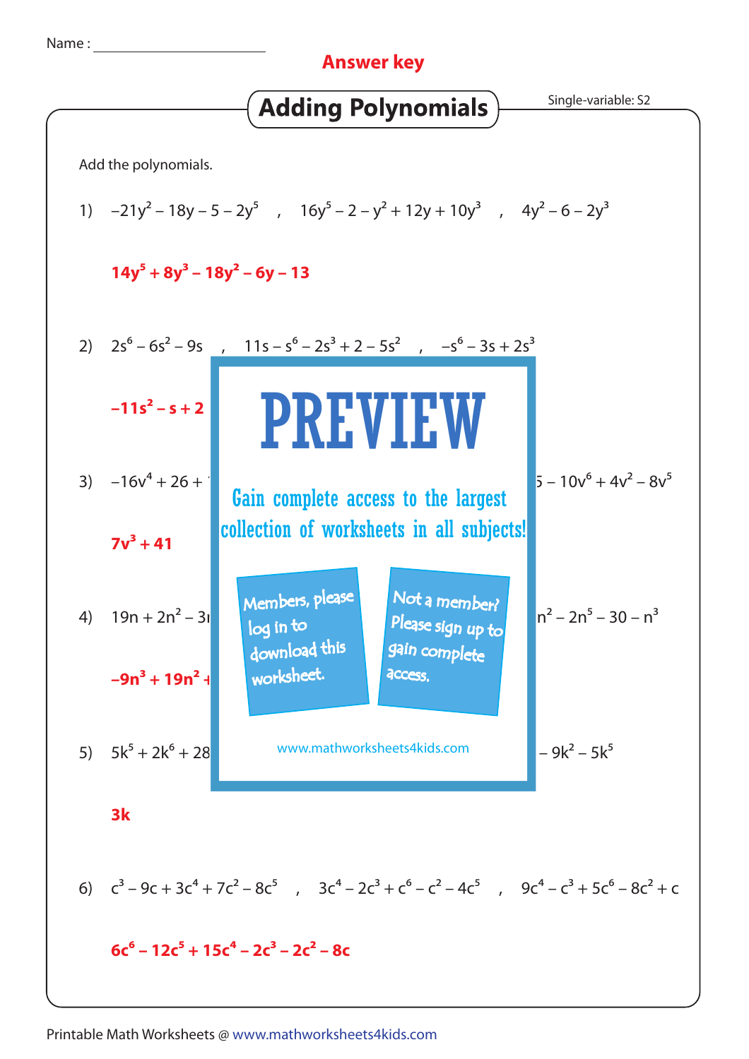Name : ____________________

**Answer key**

# Adding Polynomials

Single-variable: S2

Add the polynomials.

1) $-21y^2 - 18y - 5 - 2y^5$ , $16y^5 - 2 - y^2 + 12y + 10y^3$ , $4y^2 - 6 - 2y^3$

**$14y^5 + 8y^3 - 18y^2 - 6y - 13$**

2) $2s^6 - 6s^2 - 9s$ , $11s - s^6 - 2s^3 + 2 - 5s^2$ , $-s^6 - 3s + 2s^3$

**$-11s^2 - s + 2$**

3) $-16v^4 + 26 +$ ... $5 - 10v^6 + 4v^2 - 8v^5$

**$7v^3 + 41$**

4) $19n + 2n^2 - 3$ ... $n^2 - 2n^5 - 30 - n^3$

**$-9n^3 + 19n^2 +$** ...

5) $5k^5 + 2k^6 + 28$ ... $- 9k^2 - 5k^5$

**$3k$**

6) $c^3 - 9c + 3c^4 + 7c^2 - 8c^5$ , $3c^4 - 2c^3 + c^6 - c^2 - 4c^5$ , $9c^4 - c^3 + 5c^6 - 8c^2 + c$

**$6c^6 - 12c^5 + 15c^4 - 2c^3 - 2c^2 - 8c$**

PREVIEW

Gain complete access to the largest collection of worksheets in all subjects!

Members, please log in to download this worksheet.

Not a member? Please sign up to gain complete access.

www.mathworksheets4kids.com

Printable Math Worksheets @ www.mathworksheets4kids.com